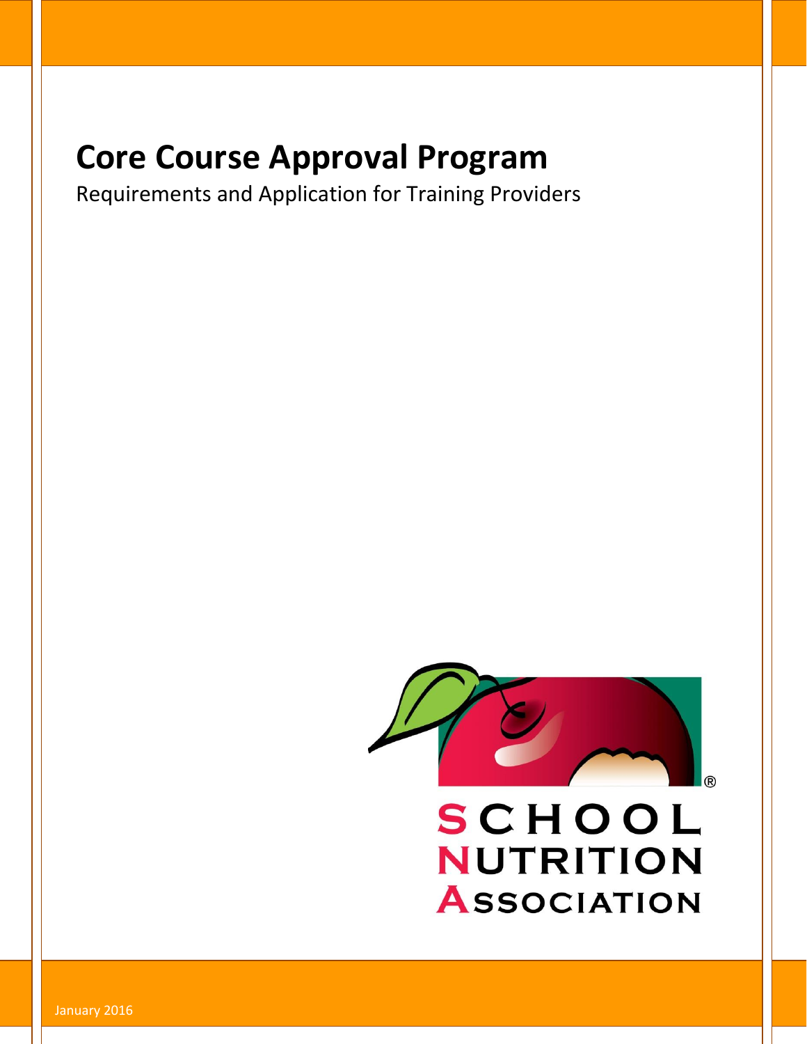# Core Course Approval Program

Requirements and Application for Training Providers

SCHOOL NUTRITION ASSOCIATION

January 2016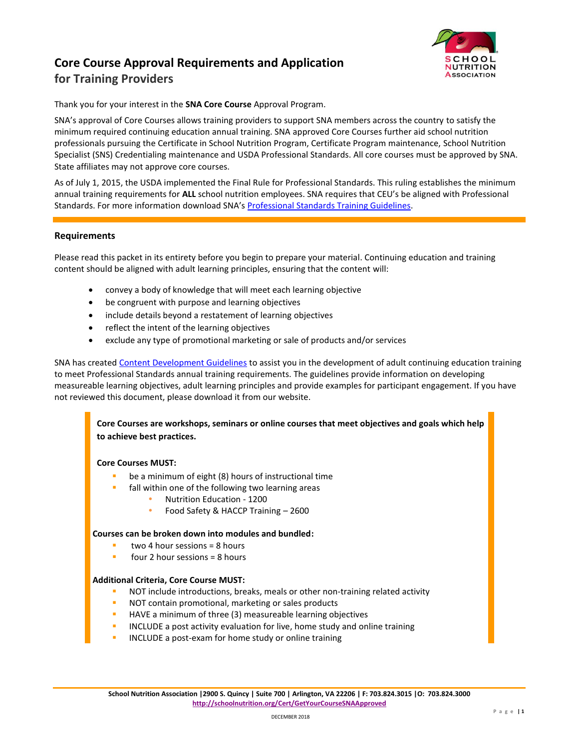# Core Course Approval Requirements and Application

## for Training Providers

Thank you for your interest in the **SNA Core Course** Approval Program.

SNA's approval of Core Courses allows training providers to support SNA members across the country to satisfy the minimum required continuing education annual training. SNA approved Core Courses further aid school nutrition professionals pursuing the Certificate in School Nutrition Program, Certificate Program maintenance, School Nutrition Specialist (SNS) Credentialing maintenance and USDA Professional Standards. All core courses must be approved by SNA. State affiliates may not approve core courses.

As of July 1, 2015, the USDA implemented the Final Rule for Professional Standards. This ruling establishes the minimum annual training requirements for **ALL** school nutrition employees. SNA requires that CEU's be aligned with Professional Standards. For more information download SNA's Professional Standards Training Guidelines.

### Requirements

Please read this packet in its entirety before you begin to prepare your material. Continuing education and training content should be aligned with adult learning principles, ensuring that the content will:

- convey a body of knowledge that will meet each learning objective
- be congruent with purpose and learning objectives
- include details beyond a restatement of learning objectives
- reflect the intent of the learning objectives
- exclude any type of promotional marketing or sale of products and/or services

SNA has created Content Development Guidelines to assist you in the development of adult continuing education training to meet Professional Standards annual training requirements. The guidelines provide information on developing measureable learning objectives, adult learning principles and provide examples for participant engagement. If you have not reviewed this document, please download it from our website.

**Core Courses are workshops, seminars or online courses that meet objectives and goals which help to achieve best practices.**

**Core Courses MUST:**

- be a minimum of eight (8) hours of instructional time
- fall within one of the following two learning areas
  - Nutrition Education - 1200
  - Food Safety & HACCP Training – 2600

**Courses can be broken down into modules and bundled:**

- two 4 hour sessions = 8 hours
- four 2 hour sessions = 8 hours

**Additional Criteria, Core Course MUST:**

- NOT include introductions, breaks, meals or other non-training related activity
- NOT contain promotional, marketing or sales products
- HAVE a minimum of three (3) measureable learning objectives
- INCLUDE a post activity evaluation for live, home study and online training
- INCLUDE a post-exam for home study or online training

School Nutrition Association |2900 S. Quincy | Suite 700 | Arlington, VA 22206 | F: 703.824.3015 |O: 703.824.3000
http://schoolnutrition.org/Cert/GetYourCourseSNAApproved

DECEMBER 2018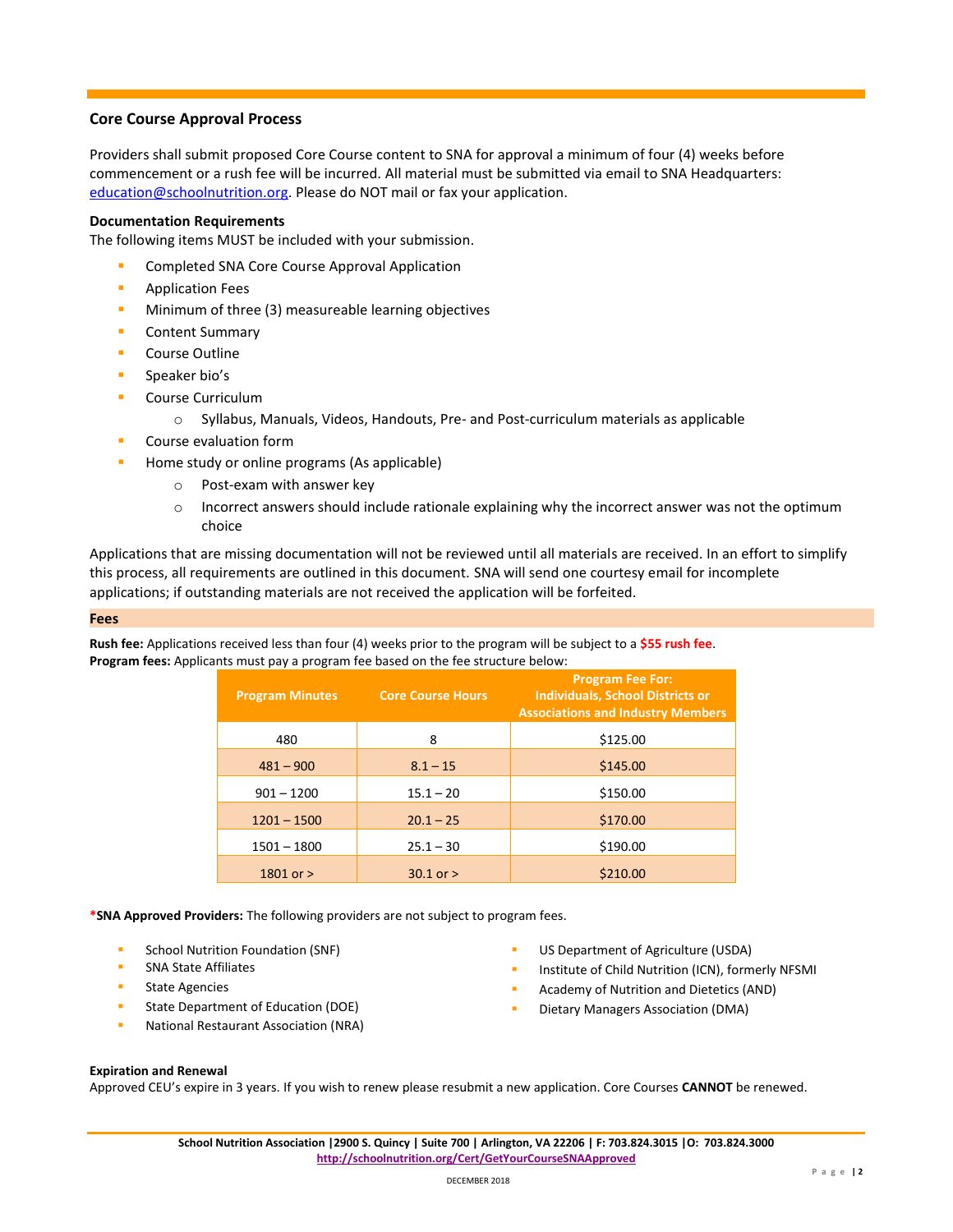## Core Course Approval Process

Providers shall submit proposed Core Course content to SNA for approval a minimum of four (4) weeks before commencement or a rush fee will be incurred. All material must be submitted via email to SNA Headquarters: education@schoolnutrition.org. Please do NOT mail or fax your application.

### Documentation Requirements

The following items MUST be included with your submission.

- Completed SNA Core Course Approval Application
- Application Fees
- Minimum of three (3) measureable learning objectives
- Content Summary
- Course Outline
- Speaker bio's
- Course Curriculum
  - Syllabus, Manuals, Videos, Handouts, Pre- and Post-curriculum materials as applicable
- Course evaluation form
- Home study or online programs (As applicable)
  - Post-exam with answer key
  - Incorrect answers should include rationale explaining why the incorrect answer was not the optimum choice

Applications that are missing documentation will not be reviewed until all materials are received. In an effort to simplify this process, all requirements are outlined in this document. SNA will send one courtesy email for incomplete applications; if outstanding materials are not received the application will be forfeited.

### Fees

**Rush fee:** Applications received less than four (4) weeks prior to the program will be subject to a **$55 rush fee**.
**Program fees:** Applicants must pay a program fee based on the fee structure below:

| Program Minutes | Core Course Hours | Program Fee For: Individuals, School Districts or Associations and Industry Members |
|---|---|---|
| 480 | 8 | $125.00 |
| 481 – 900 | 8.1 – 15 | $145.00 |
| 901 – 1200 | 15.1 – 20 | $150.00 |
| 1201 – 1500 | 20.1 – 25 | $170.00 |
| 1501 – 1800 | 25.1 – 30 | $190.00 |
| 1801 or > | 30.1 or > | $210.00 |

***SNA Approved Providers:** The following providers are not subject to program fees.

- School Nutrition Foundation (SNF)
- SNA State Affiliates
- State Agencies
- State Department of Education (DOE)
- National Restaurant Association (NRA)
- US Department of Agriculture (USDA)
- Institute of Child Nutrition (ICN), formerly NFSMI
- Academy of Nutrition and Dietetics (AND)
- Dietary Managers Association (DMA)

### Expiration and Renewal

Approved CEU's expire in 3 years. If you wish to renew please resubmit a new application. Core Courses **CANNOT** be renewed.

**School Nutrition Association |2900 S. Quincy | Suite 700 | Arlington, VA 22206 | F: 703.824.3015 |O: 703.824.3000**
http://schoolnutrition.org/Cert/GetYourCourseSNAApproved

DECEMBER 2018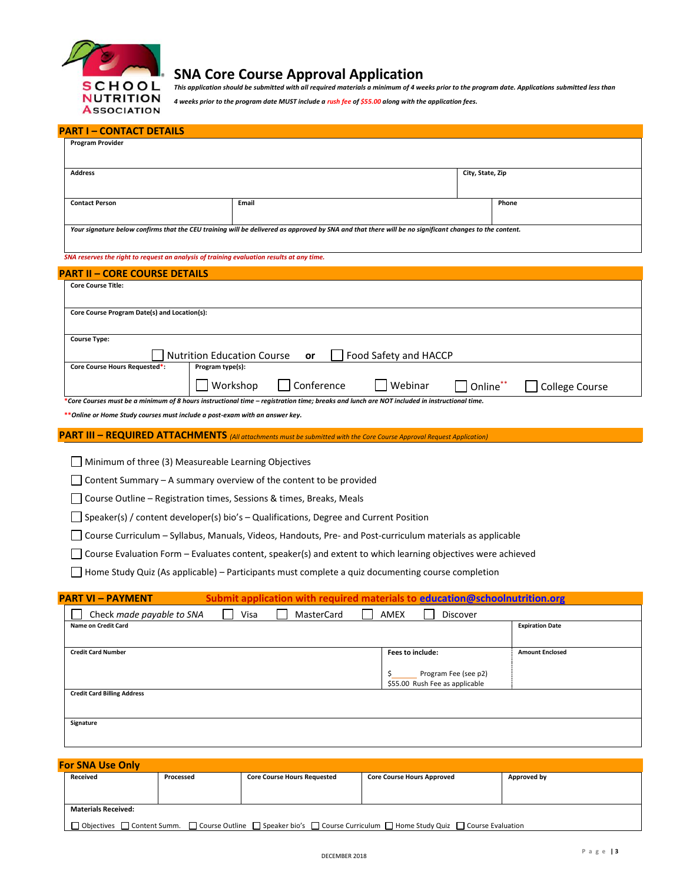# SNA Core Course Approval Application

*This application should be submitted with all required materials a minimum of 4 weeks prior to the program date. Applications submitted less than 4 weeks prior to the program date MUST include a rush fee of $55.00 along with the application fees.*

## PART I – CONTACT DETAILS

| | | | |
|---|---|---|---|
| **Program Provider** | | | |
| **Address** | | **City, State, Zip** | |
| **Contact Person** | **Email** | | **Phone** |

*Your signature below confirms that the CEU training will be delivered as approved by SNA and that there will be no significant changes to the content.*

*SNA reserves the right to request an analysis of training evaluation results at any time.*

## PART II – CORE COURSE DETAILS

**Core Course Title:**

**Core Course Program Date(s) and Location(s):**

**Course Type:**

☐ Nutrition Education Course **or** ☐ Food Safety and HACCP

**Core Course Hours Requested*:**

**Program type(s):**

☐ Workshop ☐ Conference ☐ Webinar ☐ Online** ☐ College Course

**Core Courses must be a minimum of 8 hours instructional time – registration time; breaks and lunch are NOT included in instructional time.*

***Online or Home Study courses must include a post-exam with an answer key.*

## PART III – REQUIRED ATTACHMENTS *(All attachments must be submitted with the Core Course Approval Request Application)*

- ☐ Minimum of three (3) Measureable Learning Objectives
- ☐ Content Summary – A summary overview of the content to be provided
- ☐ Course Outline – Registration times, Sessions & times, Breaks, Meals
- ☐ Speaker(s) / content developer(s) bio's – Qualifications, Degree and Current Position
- ☐ Course Curriculum – Syllabus, Manuals, Videos, Handouts, Pre- and Post-curriculum materials as applicable
- ☐ Course Evaluation Form – Evaluates content, speaker(s) and extent to which learning objectives were achieved
- ☐ Home Study Quiz (As applicable) – Participants must complete a quiz documenting course completion

## PART VI – PAYMENT

**Submit application with required materials to education@schoolnutrition.org**

☐ Check *made payable to SNA* ☐ Visa ☐ MasterCard ☐ AMEX ☐ Discover

| | | |
|---|---|---|
| **Name on Credit Card** | | **Expiration Date** |
| **Credit Card Number** | **Fees to include:** $\_\_\_\_\_ Program Fee (see p2) $55.00 Rush Fee as applicable | **Amount Enclosed** |
| **Credit Card Billing Address** | | |
| **Signature** | | |

## For SNA Use Only

| Received | Processed | Core Course Hours Requested | Core Course Hours Approved | Approved by |
|---|---|---|---|---|
| | | | | |

**Materials Received:**

☐ Objectives ☐ Content Summ. ☐ Course Outline ☐ Speaker bio's ☐ Course Curriculum ☐ Home Study Quiz ☐ Course Evaluation

DECEMBER 2018